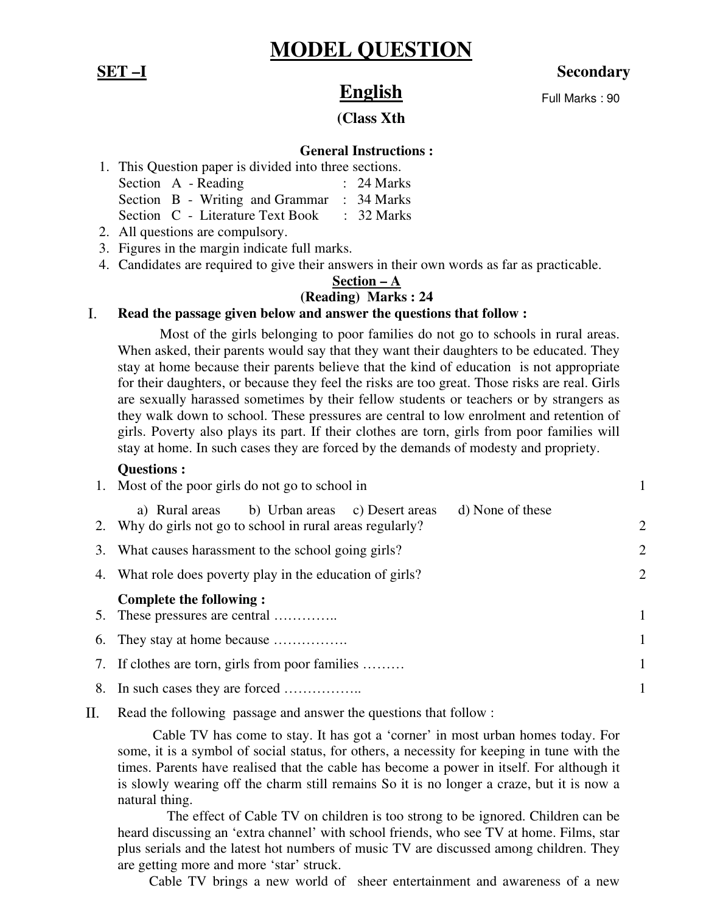# MODEL QUESTION

**SET –I** **Secondary**

## English

Full Marks : 90

**(Class Xth**

**General Instructions :**

1. This Question paper is divided into three sections.
   Section A - Reading : 24 Marks
   Section B - Writing and Grammar : 34 Marks
   Section C - Literature Text Book : 32 Marks
2. All questions are compulsory.
3. Figures in the margin indicate full marks.
4. Candidates are required to give their answers in their own words as far as practicable.

**Section – A**

**(Reading) Marks : 24**

**I. Read the passage given below and answer the questions that follow :**

Most of the girls belonging to poor families do not go to schools in rural areas. When asked, their parents would say that they want their daughters to be educated. They stay at home because their parents believe that the kind of education is not appropriate for their daughters, or because they feel the risks are too great. Those risks are real. Girls are sexually harassed sometimes by their fellow students or teachers or by strangers as they walk down to school. These pressures are central to low enrolment and retention of girls. Poverty also plays its part. If their clothes are torn, girls from poor families will stay at home. In such cases they are forced by the demands of modesty and propriety.

**Questions :**

1. Most of the poor girls do not go to school in 1
   a) Rural areas b) Urban areas c) Desert areas d) None of these
2. Why do girls not go to school in rural areas regularly? 2
3. What causes harassment to the school going girls? 2
4. What role does poverty play in the education of girls? 2

**Complete the following :**

5. These pressures are central ………….. 1
6. They stay at home because ……………. 1
7. If clothes are torn, girls from poor families ……… 1
8. In such cases they are forced …………….. 1

II. Read the following passage and answer the questions that follow :

Cable TV has come to stay. It has got a 'corner' in most urban homes today. For some, it is a symbol of social status, for others, a necessity for keeping in tune with the times. Parents have realised that the cable has become a power in itself. For although it is slowly wearing off the charm still remains So it is no longer a craze, but it is now a natural thing.

The effect of Cable TV on children is too strong to be ignored. Children can be heard discussing an 'extra channel' with school friends, who see TV at home. Films, star plus serials and the latest hot numbers of music TV are discussed among children. They are getting more and more 'star' struck.

Cable TV brings a new world of sheer entertainment and awareness of a new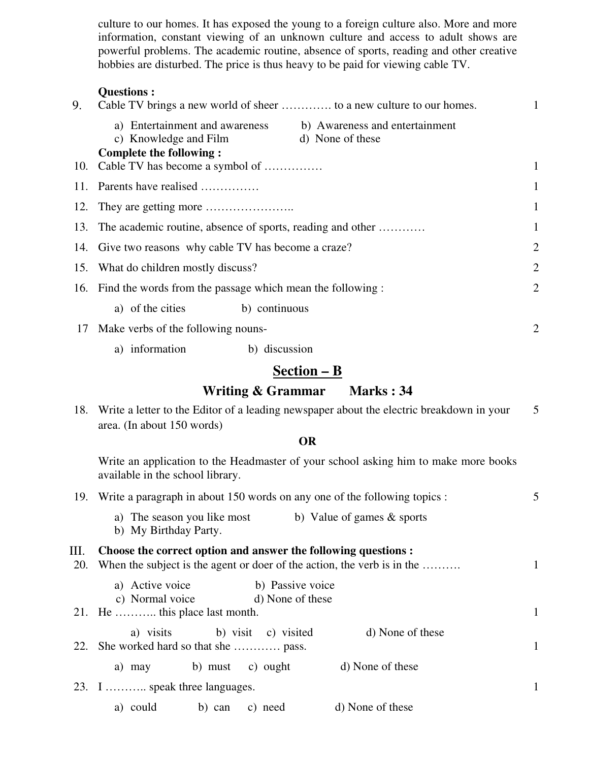culture to our homes. It has exposed the young to a foreign culture also. More and more information, constant viewing of an unknown culture and access to adult shows are powerful problems. The academic routine, absence of sports, reading and other creative hobbies are disturbed. The price is thus heavy to be paid for viewing cable TV.

**Questions :**

9. Cable TV brings a new world of sheer …………. to a new culture to our homes. — 1

   a) Entertainment and awareness &nbsp;&nbsp; b) Awareness and entertainment
   c) Knowledge and Film &nbsp;&nbsp; d) None of these

**Complete the following :**

10. Cable TV has become a symbol of …………… — 1
11. Parents have realised …………… — 1
12. They are getting more ………………….. — 1
13. The academic routine, absence of sports, reading and other ………… — 1
14. Give two reasons why cable TV has become a craze? — 2
15. What do children mostly discuss? — 2
16. Find the words from the passage which mean the following : — 2

    a) of the cities &nbsp;&nbsp; b) continuous

17. Make verbs of the following nouns- — 2

    a) information &nbsp;&nbsp; b) discussion

## Section – B

### Writing & Grammar   Marks : 34

18. Write a letter to the Editor of a leading newspaper about the electric breakdown in your area. (In about 150 words) — 5

**OR**

Write an application to the Headmaster of your school asking him to make more books available in the school library.

19. Write a paragraph in about 150 words on any one of the following topics : — 5

    a) The season you like most &nbsp;&nbsp; b) Value of games & sports
    b) My Birthday Party.

**III. Choose the correct option and answer the following questions :**

20. When the subject is the agent or doer of the action, the verb is in the ………. — 1

    a) Active voice &nbsp;&nbsp; b) Passive voice
    c) Normal voice &nbsp;&nbsp; d) None of these

21. He ……….. this place last month. — 1

    a) visits &nbsp;&nbsp; b) visit &nbsp;&nbsp; c) visited &nbsp;&nbsp; d) None of these

22. She worked hard so that she ………… pass. — 1

    a) may &nbsp;&nbsp; b) must &nbsp;&nbsp; c) ought &nbsp;&nbsp; d) None of these

23. I ……….. speak three languages. — 1

    a) could &nbsp;&nbsp; b) can &nbsp;&nbsp; c) need &nbsp;&nbsp; d) None of these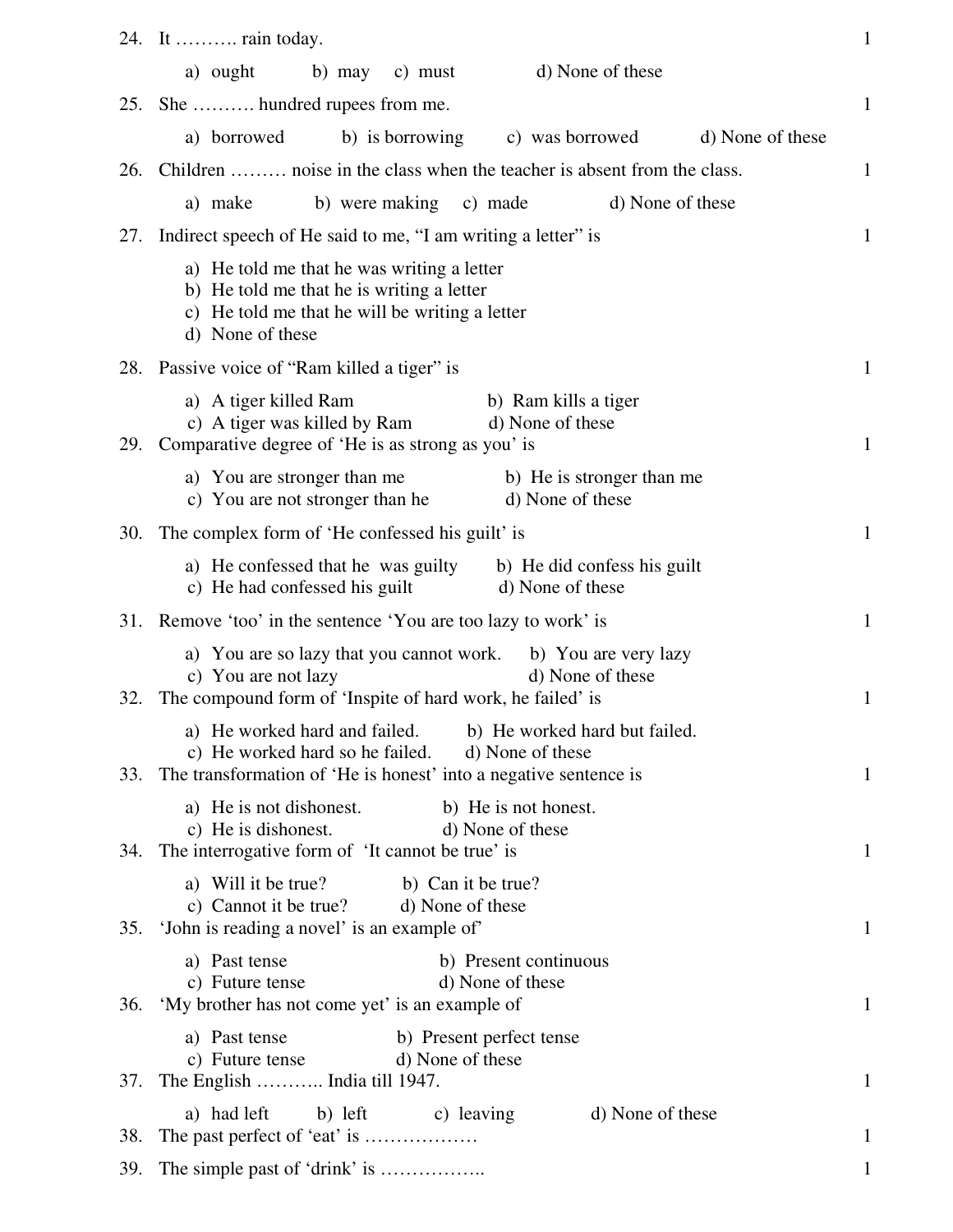24. It ………. rain today. 1

    a) ought b) may c) must d) None of these

25. She ………. hundred rupees from me. 1

    a) borrowed b) is borrowing c) was borrowed d) None of these

26. Children ……… noise in the class when the teacher is absent from the class. 1

    a) make b) were making c) made d) None of these

27. Indirect speech of He said to me, "I am writing a letter" is 1

    a) He told me that he was writing a letter
    b) He told me that he is writing a letter
    c) He told me that he will be writing a letter
    d) None of these

28. Passive voice of "Ram killed a tiger" is 1

    a) A tiger killed Ram b) Ram kills a tiger
    c) A tiger was killed by Ram d) None of these

29. Comparative degree of 'He is as strong as you' is 1

    a) You are stronger than me b) He is stronger than me
    c) You are not stronger than he d) None of these

30. The complex form of 'He confessed his guilt' is 1

    a) He confessed that he was guilty b) He did confess his guilt
    c) He had confessed his guilt d) None of these

31. Remove 'too' in the sentence 'You are too lazy to work' is 1

    a) You are so lazy that you cannot work. b) You are very lazy
    c) You are not lazy d) None of these

32. The compound form of 'Inspite of hard work, he failed' is 1

    a) He worked hard and failed. b) He worked hard but failed.
    c) He worked hard so he failed. d) None of these

33. The transformation of 'He is honest' into a negative sentence is 1

    a) He is not dishonest. b) He is not honest.
    c) He is dishonest. d) None of these

34. The interrogative form of 'It cannot be true' is 1

    a) Will it be true? b) Can it be true?
    c) Cannot it be true? d) None of these

35. 'John is reading a novel' is an example of' 1

    a) Past tense b) Present continuous
    c) Future tense d) None of these

36. 'My brother has not come yet' is an example of 1

    a) Past tense b) Present perfect tense
    c) Future tense d) None of these

37. The English ……….. India till 1947. 1

    a) had left b) left c) leaving d) None of these

38. The past perfect of 'eat' is ……………… 1

39. The simple past of 'drink' is …………….. 1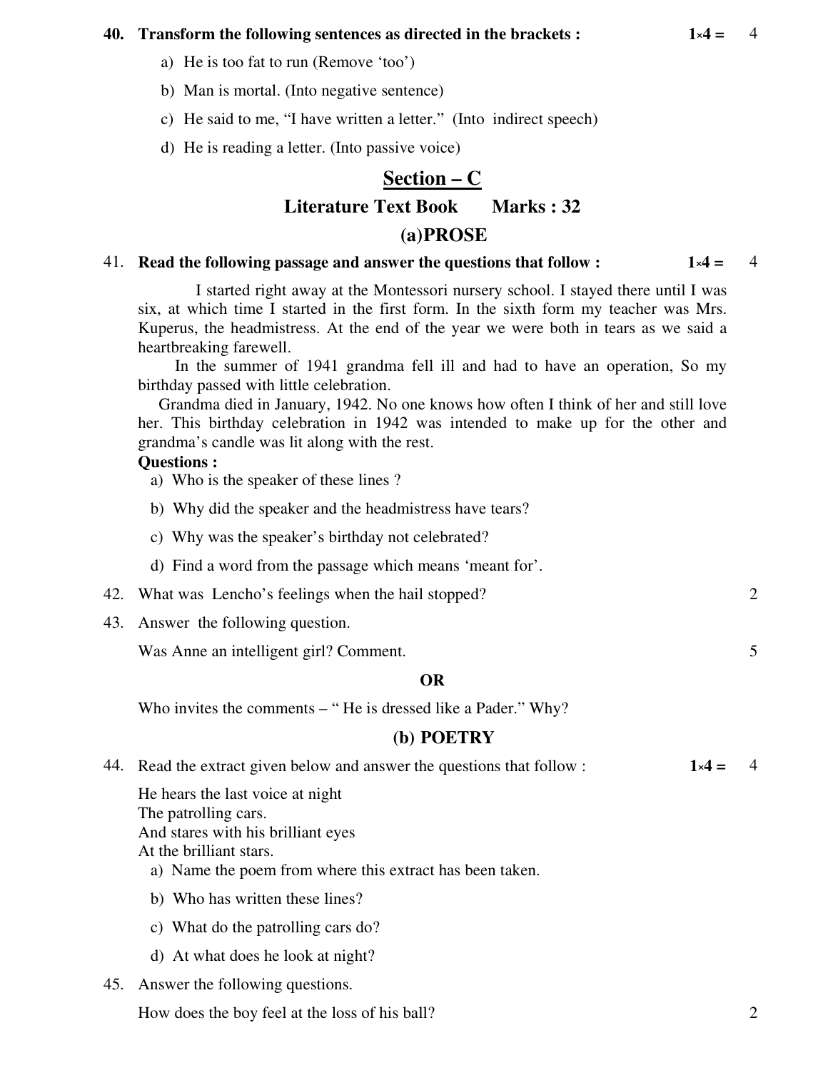**40. Transform the following sentences as directed in the brackets :** **1×4 =** 4

a) He is too fat to run (Remove 'too')

b) Man is mortal. (Into negative sentence)

c) He said to me, "I have written a letter." (Into indirect speech)

d) He is reading a letter. (Into passive voice)

## Section – C

### Literature Text Book Marks : 32

### (a)PROSE

41. **Read the following passage and answer the questions that follow :** **1×4 =** 4

I started right away at the Montessori nursery school. I stayed there until I was six, at which time I started in the first form. In the sixth form my teacher was Mrs. Kuperus, the headmistress. At the end of the year we were both in tears as we said a heartbreaking farewell.

In the summer of 1941 grandma fell ill and had to have an operation, So my birthday passed with little celebration.

Grandma died in January, 1942. No one knows how often I think of her and still love her. This birthday celebration in 1942 was intended to make up for the other and grandma's candle was lit along with the rest.

**Questions :**

a) Who is the speaker of these lines ?

b) Why did the speaker and the headmistress have tears?

c) Why was the speaker's birthday not celebrated?

d) Find a word from the passage which means 'meant for'.

42. What was Lencho's feelings when the hail stopped? 2

43. Answer the following question.

Was Anne an intelligent girl? Comment. 5

**OR**

Who invites the comments – " He is dressed like a Pader." Why?

### (b) POETRY

44. Read the extract given below and answer the questions that follow : **1×4 =** 4

He hears the last voice at night
The patrolling cars.
And stares with his brilliant eyes
At the brilliant stars.

a) Name the poem from where this extract has been taken.

b) Who has written these lines?

c) What do the patrolling cars do?

d) At what does he look at night?

45. Answer the following questions.

How does the boy feel at the loss of his ball? 2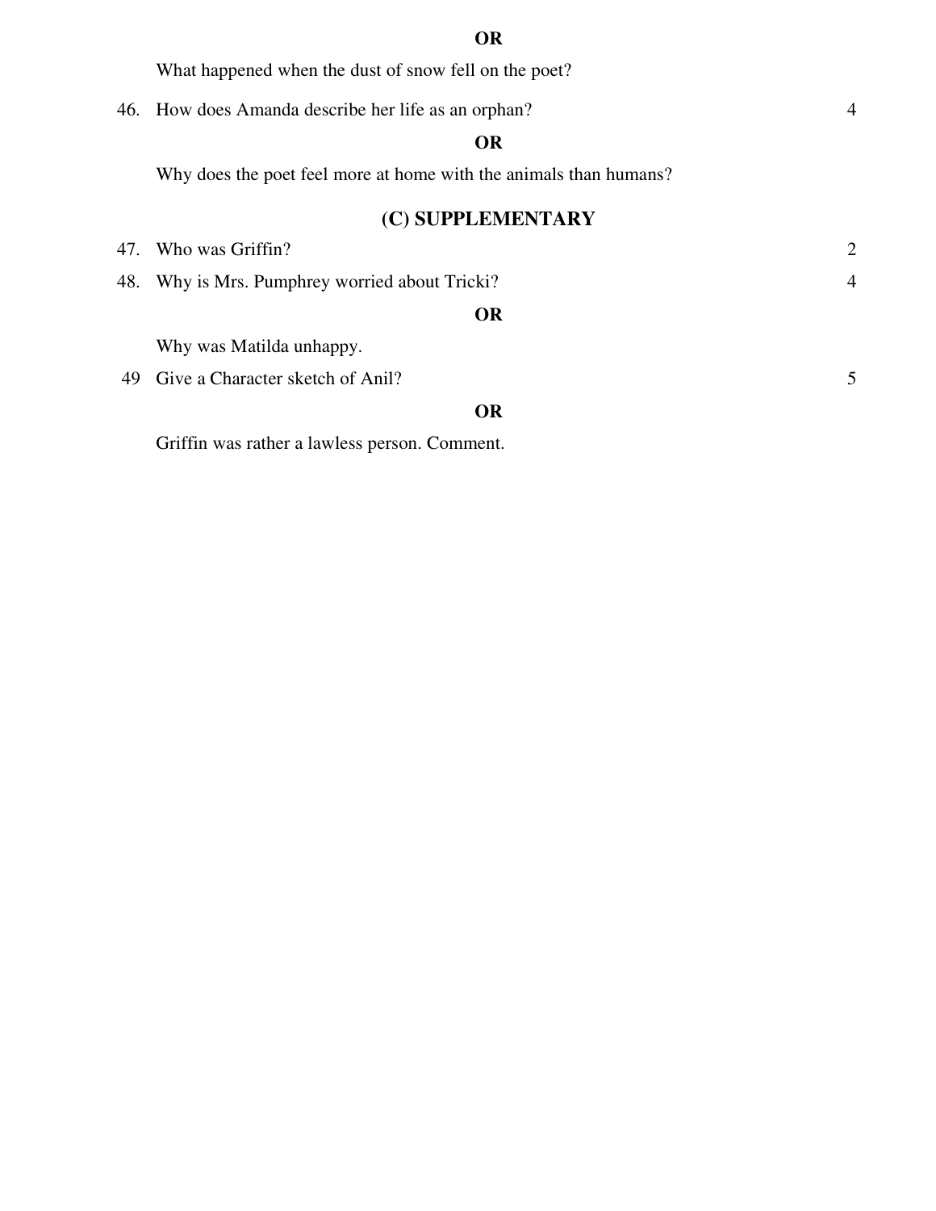**OR**

What happened when the dust of snow fell on the poet?

46. How does Amanda describe her life as an orphan? 4

**OR**

Why does the poet feel more at home with the animals than humans?

## (C) SUPPLEMENTARY

47. Who was Griffin? 2

48. Why is Mrs. Pumphrey worried about Tricki? 4

**OR**

Why was Matilda unhappy.

49 Give a Character sketch of Anil? 5

**OR**

Griffin was rather a lawless person. Comment.